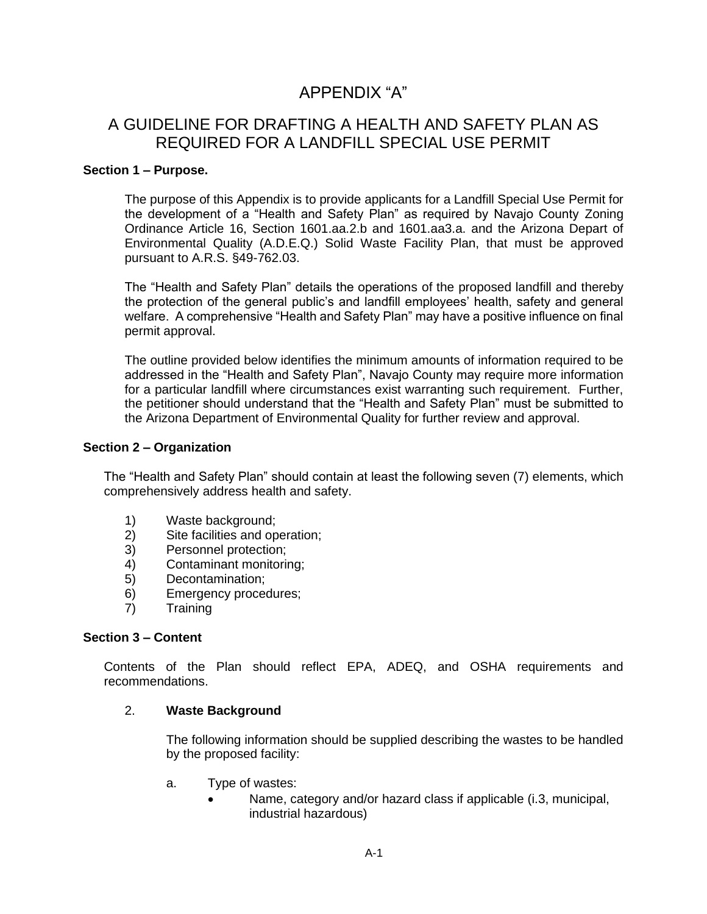# APPENDIX "A"

## A GUIDELINE FOR DRAFTING A HEALTH AND SAFETY PLAN AS REQUIRED FOR A LANDFILL SPECIAL USE PERMIT

**Section 1 – Purpose.**

The purpose of this Appendix is to provide applicants for a Landfill Special Use Permit for the development of a "Health and Safety Plan" as required by Navajo County Zoning Ordinance Article 16, Section 1601.aa.2.b and 1601.aa3.a. and the Arizona Depart of Environmental Quality (A.D.E.Q.) Solid Waste Facility Plan, that must be approved pursuant to A.R.S. §49-762.03.

The "Health and Safety Plan" details the operations of the proposed landfill and thereby the protection of the general public's and landfill employees' health, safety and general welfare. A comprehensive "Health and Safety Plan" may have a positive influence on final permit approval.

The outline provided below identifies the minimum amounts of information required to be addressed in the "Health and Safety Plan", Navajo County may require more information for a particular landfill where circumstances exist warranting such requirement. Further, the petitioner should understand that the "Health and Safety Plan" must be submitted to the Arizona Department of Environmental Quality for further review and approval.

**Section 2 – Organization**

The "Health and Safety Plan" should contain at least the following seven (7) elements, which comprehensively address health and safety.

1) Waste background;
2) Site facilities and operation;
3) Personnel protection;
4) Contaminant monitoring;
5) Decontamination;
6) Emergency procedures;
7) Training

**Section 3 – Content**

Contents of the Plan should reflect EPA, ADEQ, and OSHA requirements and recommendations.

2. **Waste Background**

   The following information should be supplied describing the wastes to be handled by the proposed facility:

   a. Type of wastes:
      - Name, category and/or hazard class if applicable (i.3, municipal, industrial hazardous)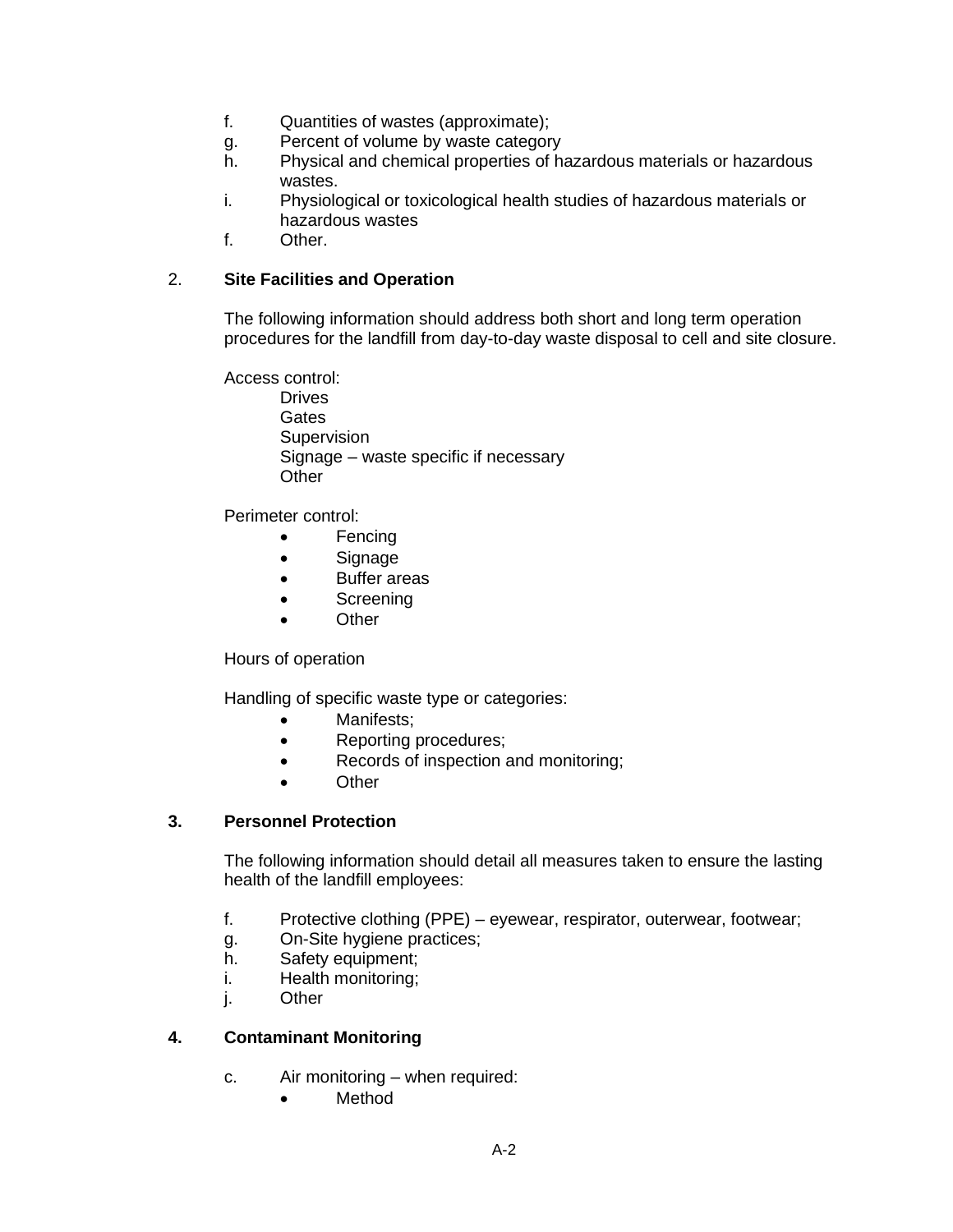f. Quantities of wastes (approximate);
g. Percent of volume by waste category
h. Physical and chemical properties of hazardous materials or hazardous wastes.
i. Physiological or toxicological health studies of hazardous materials or hazardous wastes
f. Other.

2. **Site Facilities and Operation**

The following information should address both short and long term operation procedures for the landfill from day-to-day waste disposal to cell and site closure.

Access control:

Drives
Gates
Supervision
Signage – waste specific if necessary
Other

Perimeter control:

- Fencing
- Signage
- Buffer areas
- Screening
- Other

Hours of operation

Handling of specific waste type or categories:

- Manifests;
- Reporting procedures;
- Records of inspection and monitoring;
- Other

**3. Personnel Protection**

The following information should detail all measures taken to ensure the lasting health of the landfill employees:

f. Protective clothing (PPE) – eyewear, respirator, outerwear, footwear;
g. On-Site hygiene practices;
h. Safety equipment;
i. Health monitoring;
j. Other

**4. Contaminant Monitoring**

c. Air monitoring – when required:
   - Method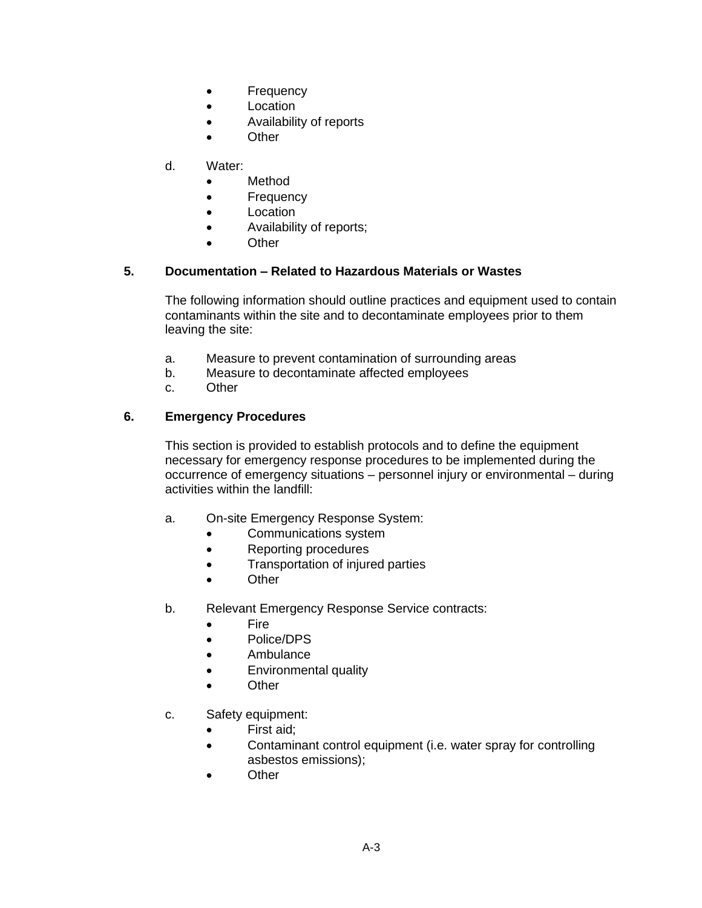- Frequency
- Location
- Availability of reports
- Other

d. Water:
- Method
- Frequency
- Location
- Availability of reports;
- Other

**5. Documentation – Related to Hazardous Materials or Wastes**

The following information should outline practices and equipment used to contain contaminants within the site and to decontaminate employees prior to them leaving the site:

a. Measure to prevent contamination of surrounding areas
b. Measure to decontaminate affected employees
c. Other

**6. Emergency Procedures**

This section is provided to establish protocols and to define the equipment necessary for emergency response procedures to be implemented during the occurrence of emergency situations – personnel injury or environmental – during activities within the landfill:

a. On-site Emergency Response System:
- Communications system
- Reporting procedures
- Transportation of injured parties
- Other

b. Relevant Emergency Response Service contracts:
- Fire
- Police/DPS
- Ambulance
- Environmental quality
- Other

c. Safety equipment:
- First aid;
- Contaminant control equipment (i.e. water spray for controlling asbestos emissions);
- Other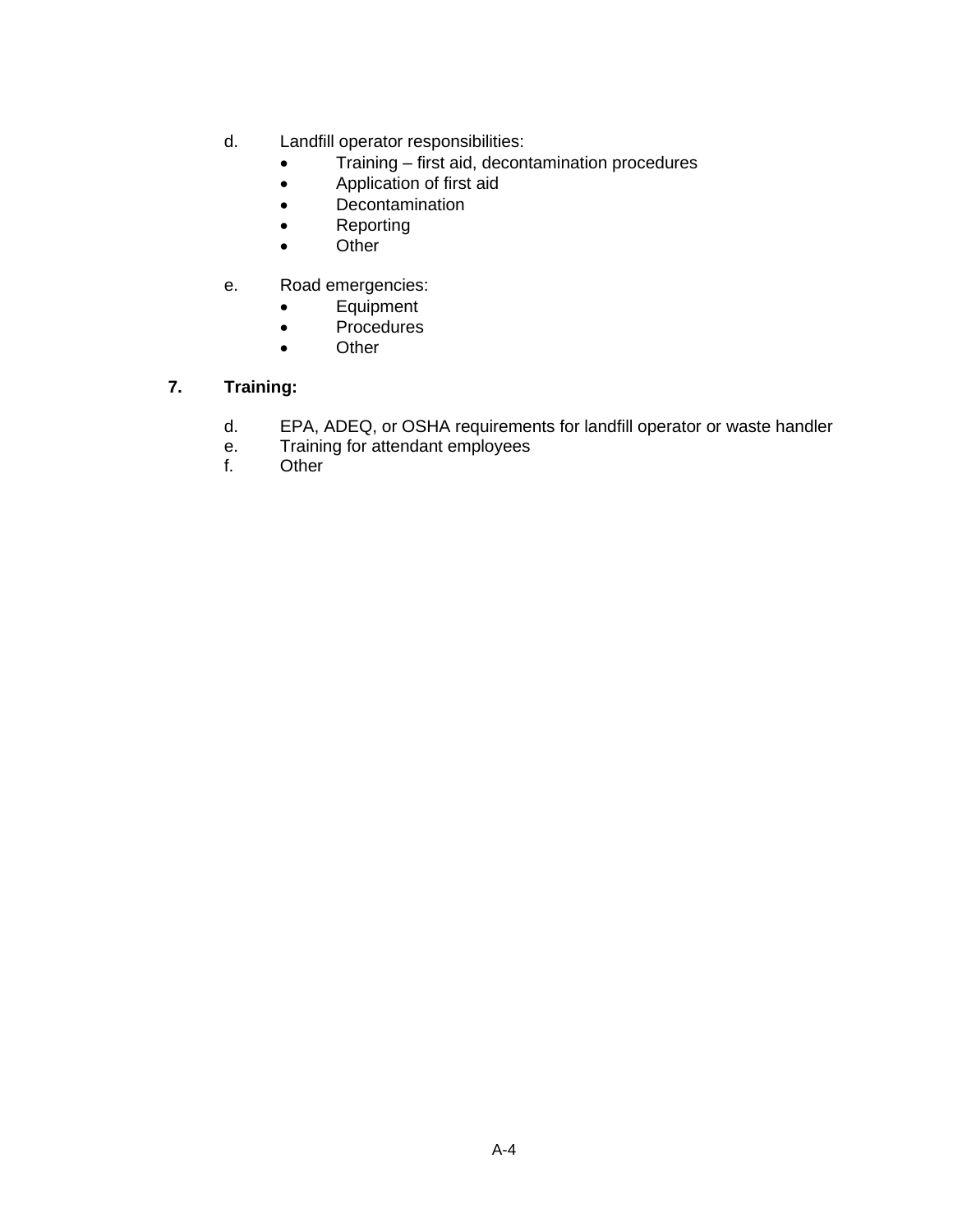d. Landfill operator responsibilities:
   - Training – first aid, decontamination procedures
   - Application of first aid
   - Decontamination
   - Reporting
   - Other

e. Road emergencies:
   - Equipment
   - Procedures
   - Other

**7. Training:**

d. EPA, ADEQ, or OSHA requirements for landfill operator or waste handler
e. Training for attendant employees
f. Other